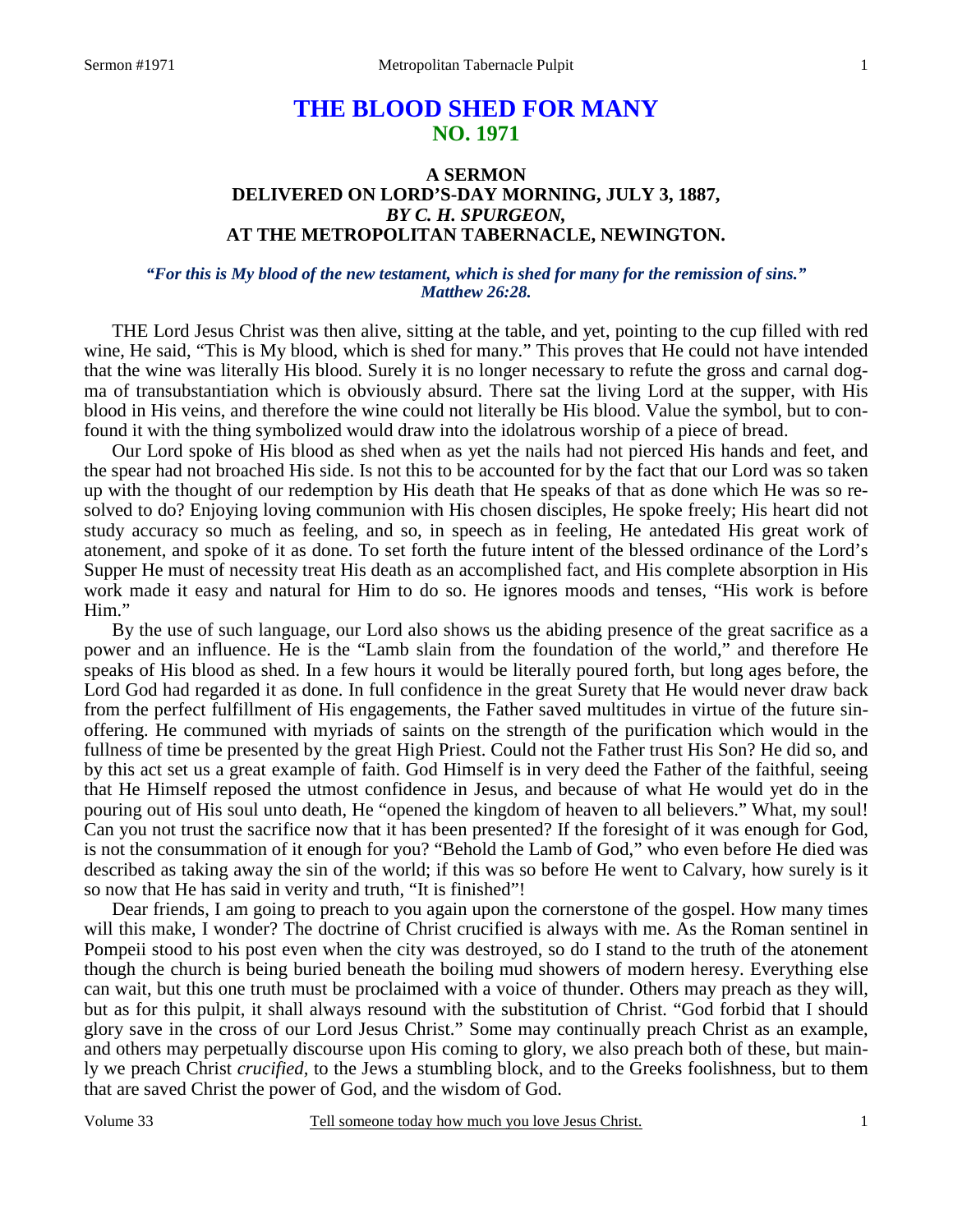# THE BLOOD SHED FOR MANY
## NO. 1971

### A SERMON
### DELIVERED ON LORD'S-DAY MORNING, JULY 3, 1887,
### *BY C. H. SPURGEON,*
### AT THE METROPOLITAN TABERNACLE, NEWINGTON.

***"For this is My blood of the new testament, which is shed for many for the remission of sins." Matthew 26:28.***

THE Lord Jesus Christ was then alive, sitting at the table, and yet, pointing to the cup filled with red wine, He said, "This is My blood, which is shed for many." This proves that He could not have intended that the wine was literally His blood. Surely it is no longer necessary to refute the gross and carnal dogma of transubstantiation which is obviously absurd. There sat the living Lord at the supper, with His blood in His veins, and therefore the wine could not literally be His blood. Value the symbol, but to confound it with the thing symbolized would draw into the idolatrous worship of a piece of bread.

Our Lord spoke of His blood as shed when as yet the nails had not pierced His hands and feet, and the spear had not broached His side. Is not this to be accounted for by the fact that our Lord was so taken up with the thought of our redemption by His death that He speaks of that as done which He was so resolved to do? Enjoying loving communion with His chosen disciples, He spoke freely; His heart did not study accuracy so much as feeling, and so, in speech as in feeling, He antedated His great work of atonement, and spoke of it as done. To set forth the future intent of the blessed ordinance of the Lord's Supper He must of necessity treat His death as an accomplished fact, and His complete absorption in His work made it easy and natural for Him to do so. He ignores moods and tenses, "His work is before Him."

By the use of such language, our Lord also shows us the abiding presence of the great sacrifice as a power and an influence. He is the "Lamb slain from the foundation of the world," and therefore He speaks of His blood as shed. In a few hours it would be literally poured forth, but long ages before, the Lord God had regarded it as done. In full confidence in the great Surety that He would never draw back from the perfect fulfillment of His engagements, the Father saved multitudes in virtue of the future sin-offering. He communed with myriads of saints on the strength of the purification which would in the fullness of time be presented by the great High Priest. Could not the Father trust His Son? He did so, and by this act set us a great example of faith. God Himself is in very deed the Father of the faithful, seeing that He Himself reposed the utmost confidence in Jesus, and because of what He would yet do in the pouring out of His soul unto death, He "opened the kingdom of heaven to all believers." What, my soul! Can you not trust the sacrifice now that it has been presented? If the foresight of it was enough for God, is not the consummation of it enough for you? "Behold the Lamb of God," who even before He died was described as taking away the sin of the world; if this was so before He went to Calvary, how surely is it so now that He has said in verity and truth, "It is finished"!

Dear friends, I am going to preach to you again upon the cornerstone of the gospel. How many times will this make, I wonder? The doctrine of Christ crucified is always with me. As the Roman sentinel in Pompeii stood to his post even when the city was destroyed, so do I stand to the truth of the atonement though the church is being buried beneath the boiling mud showers of modern heresy. Everything else can wait, but this one truth must be proclaimed with a voice of thunder. Others may preach as they will, but as for this pulpit, it shall always resound with the substitution of Christ. "God forbid that I should glory save in the cross of our Lord Jesus Christ." Some may continually preach Christ as an example, and others may perpetually discourse upon His coming to glory, we also preach both of these, but mainly we preach Christ *crucified,* to the Jews a stumbling block, and to the Greeks foolishness, but to them that are saved Christ the power of God, and the wisdom of God.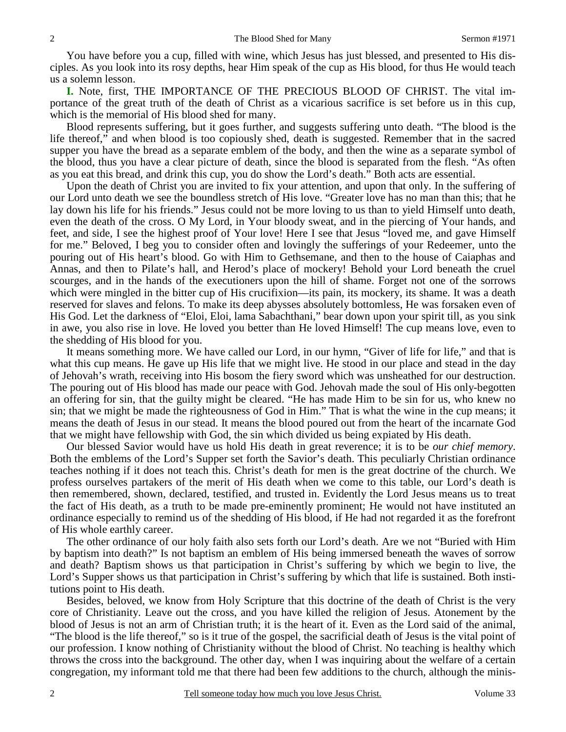You have before you a cup, filled with wine, which Jesus has just blessed, and presented to His disciples. As you look into its rosy depths, hear Him speak of the cup as His blood, for thus He would teach us a solemn lesson.

**I.** Note, first, THE IMPORTANCE OF THE PRECIOUS BLOOD OF CHRIST. The vital importance of the great truth of the death of Christ as a vicarious sacrifice is set before us in this cup, which is the memorial of His blood shed for many.

Blood represents suffering, but it goes further, and suggests suffering unto death. "The blood is the life thereof," and when blood is too copiously shed, death is suggested. Remember that in the sacred supper you have the bread as a separate emblem of the body, and then the wine as a separate symbol of the blood, thus you have a clear picture of death, since the blood is separated from the flesh. "As often as you eat this bread, and drink this cup, you do show the Lord's death." Both acts are essential.

Upon the death of Christ you are invited to fix your attention, and upon that only. In the suffering of our Lord unto death we see the boundless stretch of His love. "Greater love has no man than this; that he lay down his life for his friends." Jesus could not be more loving to us than to yield Himself unto death, even the death of the cross. O My Lord, in Your bloody sweat, and in the piercing of Your hands, and feet, and side, I see the highest proof of Your love! Here I see that Jesus "loved me, and gave Himself for me." Beloved, I beg you to consider often and lovingly the sufferings of your Redeemer, unto the pouring out of His heart's blood. Go with Him to Gethsemane, and then to the house of Caiaphas and Annas, and then to Pilate's hall, and Herod's place of mockery! Behold your Lord beneath the cruel scourges, and in the hands of the executioners upon the hill of shame. Forget not one of the sorrows which were mingled in the bitter cup of His crucifixion—its pain, its mockery, its shame. It was a death reserved for slaves and felons. To make its deep abysses absolutely bottomless, He was forsaken even of His God. Let the darkness of "Eloi, Eloi, lama Sabachthani," bear down upon your spirit till, as you sink in awe, you also rise in love. He loved you better than He loved Himself! The cup means love, even to the shedding of His blood for you.

It means something more. We have called our Lord, in our hymn, "Giver of life for life," and that is what this cup means. He gave up His life that we might live. He stood in our place and stead in the day of Jehovah's wrath, receiving into His bosom the fiery sword which was unsheathed for our destruction. The pouring out of His blood has made our peace with God. Jehovah made the soul of His only-begotten an offering for sin, that the guilty might be cleared. "He has made Him to be sin for us, who knew no sin; that we might be made the righteousness of God in Him." That is what the wine in the cup means; it means the death of Jesus in our stead. It means the blood poured out from the heart of the incarnate God that we might have fellowship with God, the sin which divided us being expiated by His death.

Our blessed Savior would have us hold His death in great reverence; it is to be *our chief memory*. Both the emblems of the Lord's Supper set forth the Savior's death. This peculiarly Christian ordinance teaches nothing if it does not teach this. Christ's death for men is the great doctrine of the church. We profess ourselves partakers of the merit of His death when we come to this table, our Lord's death is then remembered, shown, declared, testified, and trusted in. Evidently the Lord Jesus means us to treat the fact of His death, as a truth to be made pre-eminently prominent; He would not have instituted an ordinance especially to remind us of the shedding of His blood, if He had not regarded it as the forefront of His whole earthly career.

The other ordinance of our holy faith also sets forth our Lord's death. Are we not "Buried with Him by baptism into death?" Is not baptism an emblem of His being immersed beneath the waves of sorrow and death? Baptism shows us that participation in Christ's suffering by which we begin to live, the Lord's Supper shows us that participation in Christ's suffering by which that life is sustained. Both institutions point to His death.

Besides, beloved, we know from Holy Scripture that this doctrine of the death of Christ is the very core of Christianity. Leave out the cross, and you have killed the religion of Jesus. Atonement by the blood of Jesus is not an arm of Christian truth; it is the heart of it. Even as the Lord said of the animal, "The blood is the life thereof," so is it true of the gospel, the sacrificial death of Jesus is the vital point of our profession. I know nothing of Christianity without the blood of Christ. No teaching is healthy which throws the cross into the background. The other day, when I was inquiring about the welfare of a certain congregation, my informant told me that there had been few additions to the church, although the minis-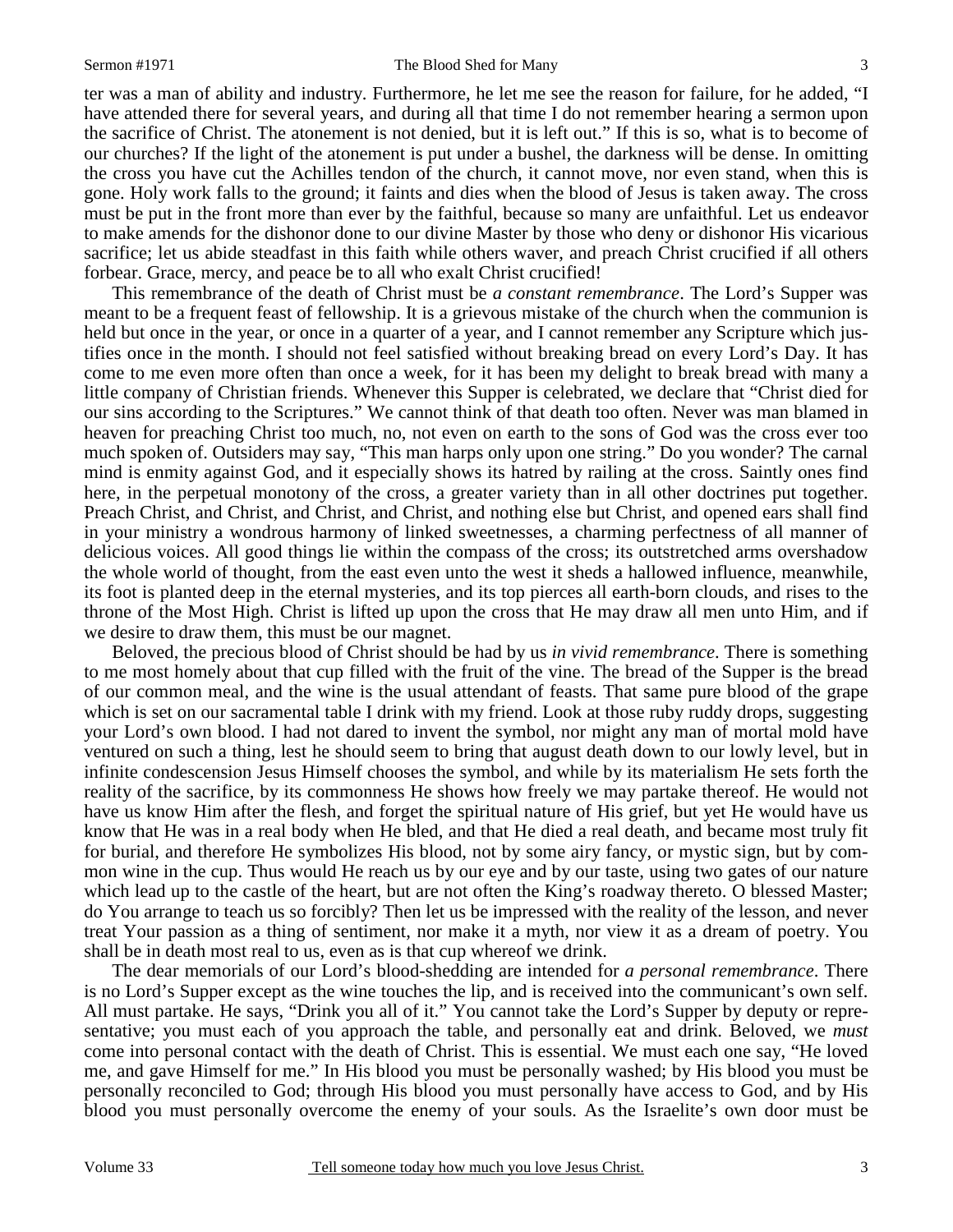ter was a man of ability and industry. Furthermore, he let me see the reason for failure, for he added, "I have attended there for several years, and during all that time I do not remember hearing a sermon upon the sacrifice of Christ. The atonement is not denied, but it is left out." If this is so, what is to become of our churches? If the light of the atonement is put under a bushel, the darkness will be dense. In omitting the cross you have cut the Achilles tendon of the church, it cannot move, nor even stand, when this is gone. Holy work falls to the ground; it faints and dies when the blood of Jesus is taken away. The cross must be put in the front more than ever by the faithful, because so many are unfaithful. Let us endeavor to make amends for the dishonor done to our divine Master by those who deny or dishonor His vicarious sacrifice; let us abide steadfast in this faith while others waver, and preach Christ crucified if all others forbear. Grace, mercy, and peace be to all who exalt Christ crucified!

This remembrance of the death of Christ must be *a constant remembrance*. The Lord's Supper was meant to be a frequent feast of fellowship. It is a grievous mistake of the church when the communion is held but once in the year, or once in a quarter of a year, and I cannot remember any Scripture which justifies once in the month. I should not feel satisfied without breaking bread on every Lord's Day. It has come to me even more often than once a week, for it has been my delight to break bread with many a little company of Christian friends. Whenever this Supper is celebrated, we declare that "Christ died for our sins according to the Scriptures." We cannot think of that death too often. Never was man blamed in heaven for preaching Christ too much, no, not even on earth to the sons of God was the cross ever too much spoken of. Outsiders may say, "This man harps only upon one string." Do you wonder? The carnal mind is enmity against God, and it especially shows its hatred by railing at the cross. Saintly ones find here, in the perpetual monotony of the cross, a greater variety than in all other doctrines put together. Preach Christ, and Christ, and Christ, and Christ, and nothing else but Christ, and opened ears shall find in your ministry a wondrous harmony of linked sweetnesses, a charming perfectness of all manner of delicious voices. All good things lie within the compass of the cross; its outstretched arms overshadow the whole world of thought, from the east even unto the west it sheds a hallowed influence, meanwhile, its foot is planted deep in the eternal mysteries, and its top pierces all earth-born clouds, and rises to the throne of the Most High. Christ is lifted up upon the cross that He may draw all men unto Him, and if we desire to draw them, this must be our magnet.

Beloved, the precious blood of Christ should be had by us *in vivid remembrance*. There is something to me most homely about that cup filled with the fruit of the vine. The bread of the Supper is the bread of our common meal, and the wine is the usual attendant of feasts. That same pure blood of the grape which is set on our sacramental table I drink with my friend. Look at those ruby ruddy drops, suggesting your Lord's own blood. I had not dared to invent the symbol, nor might any man of mortal mold have ventured on such a thing, lest he should seem to bring that august death down to our lowly level, but in infinite condescension Jesus Himself chooses the symbol, and while by its materialism He sets forth the reality of the sacrifice, by its commonness He shows how freely we may partake thereof. He would not have us know Him after the flesh, and forget the spiritual nature of His grief, but yet He would have us know that He was in a real body when He bled, and that He died a real death, and became most truly fit for burial, and therefore He symbolizes His blood, not by some airy fancy, or mystic sign, but by common wine in the cup. Thus would He reach us by our eye and by our taste, using two gates of our nature which lead up to the castle of the heart, but are not often the King's roadway thereto. O blessed Master; do You arrange to teach us so forcibly? Then let us be impressed with the reality of the lesson, and never treat Your passion as a thing of sentiment, nor make it a myth, nor view it as a dream of poetry. You shall be in death most real to us, even as is that cup whereof we drink.

The dear memorials of our Lord's blood-shedding are intended for *a personal remembrance*. There is no Lord's Supper except as the wine touches the lip, and is received into the communicant's own self. All must partake. He says, "Drink you all of it." You cannot take the Lord's Supper by deputy or representative; you must each of you approach the table, and personally eat and drink. Beloved, we *must* come into personal contact with the death of Christ. This is essential. We must each one say, "He loved me, and gave Himself for me." In His blood you must be personally washed; by His blood you must be personally reconciled to God; through His blood you must personally have access to God, and by His blood you must personally overcome the enemy of your souls. As the Israelite's own door must be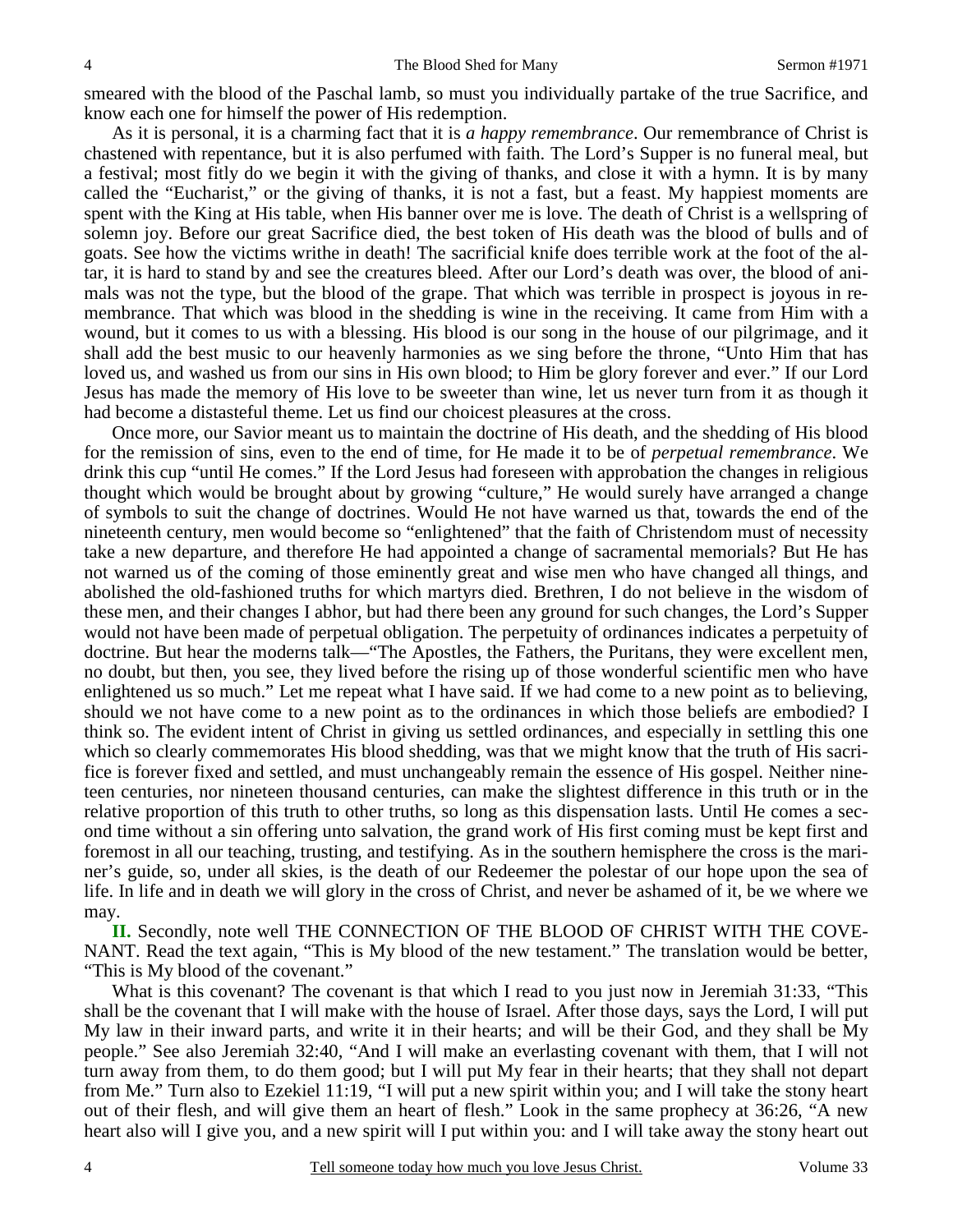smeared with the blood of the Paschal lamb, so must you individually partake of the true Sacrifice, and know each one for himself the power of His redemption.

As it is personal, it is a charming fact that it is *a happy remembrance*. Our remembrance of Christ is chastened with repentance, but it is also perfumed with faith. The Lord's Supper is no funeral meal, but a festival; most fitly do we begin it with the giving of thanks, and close it with a hymn. It is by many called the "Eucharist," or the giving of thanks, it is not a fast, but a feast. My happiest moments are spent with the King at His table, when His banner over me is love. The death of Christ is a wellspring of solemn joy. Before our great Sacrifice died, the best token of His death was the blood of bulls and of goats. See how the victims writhe in death! The sacrificial knife does terrible work at the foot of the altar, it is hard to stand by and see the creatures bleed. After our Lord's death was over, the blood of animals was not the type, but the blood of the grape. That which was terrible in prospect is joyous in remembrance. That which was blood in the shedding is wine in the receiving. It came from Him with a wound, but it comes to us with a blessing. His blood is our song in the house of our pilgrimage, and it shall add the best music to our heavenly harmonies as we sing before the throne, "Unto Him that has loved us, and washed us from our sins in His own blood; to Him be glory forever and ever." If our Lord Jesus has made the memory of His love to be sweeter than wine, let us never turn from it as though it had become a distasteful theme. Let us find our choicest pleasures at the cross.

Once more, our Savior meant us to maintain the doctrine of His death, and the shedding of His blood for the remission of sins, even to the end of time, for He made it to be of *perpetual remembrance*. We drink this cup "until He comes." If the Lord Jesus had foreseen with approbation the changes in religious thought which would be brought about by growing "culture," He would surely have arranged a change of symbols to suit the change of doctrines. Would He not have warned us that, towards the end of the nineteenth century, men would become so "enlightened" that the faith of Christendom must of necessity take a new departure, and therefore He had appointed a change of sacramental memorials? But He has not warned us of the coming of those eminently great and wise men who have changed all things, and abolished the old-fashioned truths for which martyrs died. Brethren, I do not believe in the wisdom of these men, and their changes I abhor, but had there been any ground for such changes, the Lord's Supper would not have been made of perpetual obligation. The perpetuity of ordinances indicates a perpetuity of doctrine. But hear the moderns talk—"The Apostles, the Fathers, the Puritans, they were excellent men, no doubt, but then, you see, they lived before the rising up of those wonderful scientific men who have enlightened us so much." Let me repeat what I have said. If we had come to a new point as to believing, should we not have come to a new point as to the ordinances in which those beliefs are embodied? I think so. The evident intent of Christ in giving us settled ordinances, and especially in settling this one which so clearly commemorates His blood shedding, was that we might know that the truth of His sacrifice is forever fixed and settled, and must unchangeably remain the essence of His gospel. Neither nineteen centuries, nor nineteen thousand centuries, can make the slightest difference in this truth or in the relative proportion of this truth to other truths, so long as this dispensation lasts. Until He comes a second time without a sin offering unto salvation, the grand work of His first coming must be kept first and foremost in all our teaching, trusting, and testifying. As in the southern hemisphere the cross is the mariner's guide, so, under all skies, is the death of our Redeemer the polestar of our hope upon the sea of life. In life and in death we will glory in the cross of Christ, and never be ashamed of it, be we where we may.

**II.** Secondly, note well THE CONNECTION OF THE BLOOD OF CHRIST WITH THE COVENANT. Read the text again, "This is My blood of the new testament." The translation would be better, "This is My blood of the covenant."

What is this covenant? The covenant is that which I read to you just now in Jeremiah 31:33, "This shall be the covenant that I will make with the house of Israel. After those days, says the Lord, I will put My law in their inward parts, and write it in their hearts; and will be their God, and they shall be My people." See also Jeremiah 32:40, "And I will make an everlasting covenant with them, that I will not turn away from them, to do them good; but I will put My fear in their hearts; that they shall not depart from Me." Turn also to Ezekiel 11:19, "I will put a new spirit within you; and I will take the stony heart out of their flesh, and will give them an heart of flesh." Look in the same prophecy at 36:26, "A new heart also will I give you, and a new spirit will I put within you: and I will take away the stony heart out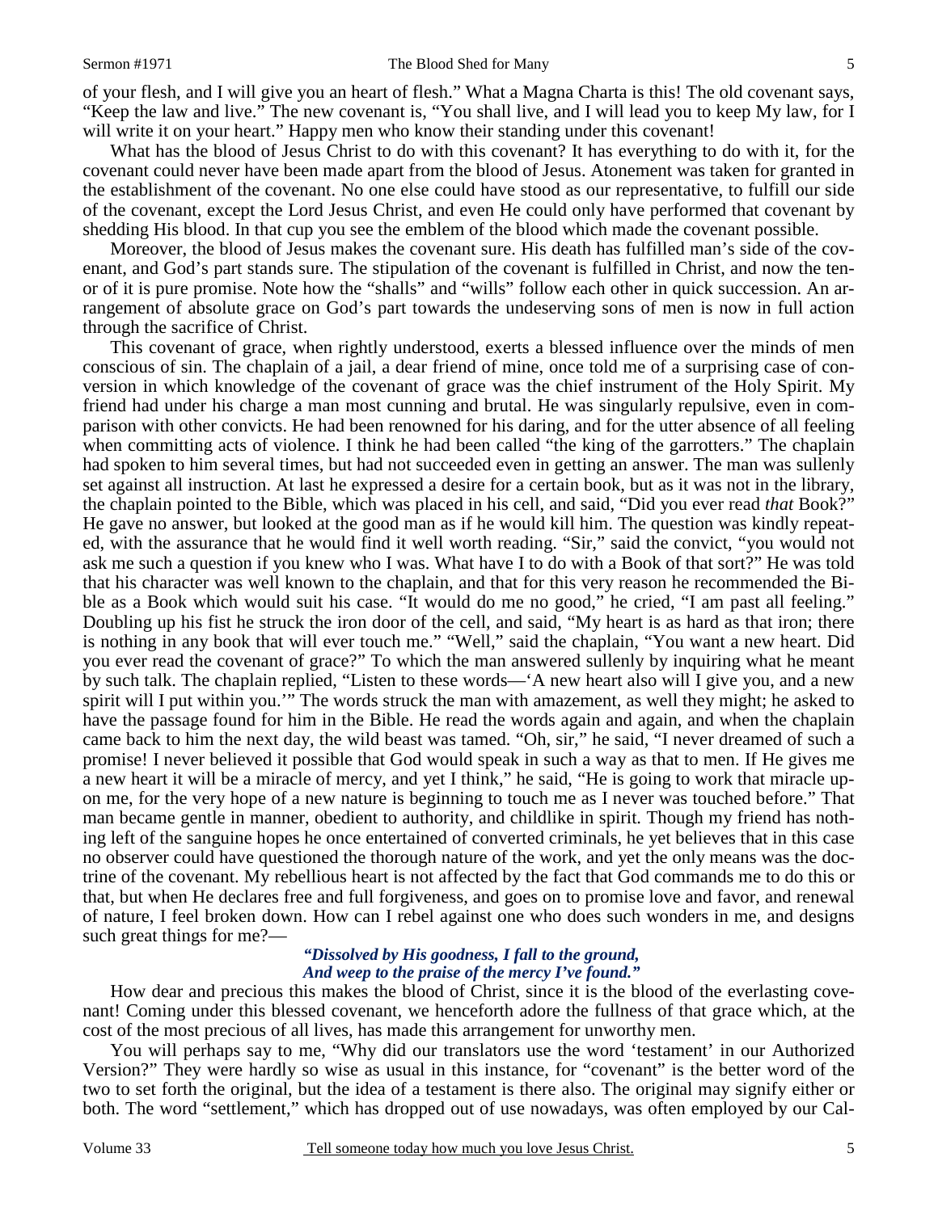of your flesh, and I will give you an heart of flesh." What a Magna Charta is this! The old covenant says, "Keep the law and live." The new covenant is, "You shall live, and I will lead you to keep My law, for I will write it on your heart." Happy men who know their standing under this covenant!

What has the blood of Jesus Christ to do with this covenant? It has everything to do with it, for the covenant could never have been made apart from the blood of Jesus. Atonement was taken for granted in the establishment of the covenant. No one else could have stood as our representative, to fulfill our side of the covenant, except the Lord Jesus Christ, and even He could only have performed that covenant by shedding His blood. In that cup you see the emblem of the blood which made the covenant possible.

Moreover, the blood of Jesus makes the covenant sure. His death has fulfilled man's side of the covenant, and God's part stands sure. The stipulation of the covenant is fulfilled in Christ, and now the tenor of it is pure promise. Note how the "shalls" and "wills" follow each other in quick succession. An arrangement of absolute grace on God's part towards the undeserving sons of men is now in full action through the sacrifice of Christ.

This covenant of grace, when rightly understood, exerts a blessed influence over the minds of men conscious of sin. The chaplain of a jail, a dear friend of mine, once told me of a surprising case of conversion in which knowledge of the covenant of grace was the chief instrument of the Holy Spirit. My friend had under his charge a man most cunning and brutal. He was singularly repulsive, even in comparison with other convicts. He had been renowned for his daring, and for the utter absence of all feeling when committing acts of violence. I think he had been called "the king of the garrotters." The chaplain had spoken to him several times, but had not succeeded even in getting an answer. The man was sullenly set against all instruction. At last he expressed a desire for a certain book, but as it was not in the library, the chaplain pointed to the Bible, which was placed in his cell, and said, "Did you ever read *that* Book?" He gave no answer, but looked at the good man as if he would kill him. The question was kindly repeated, with the assurance that he would find it well worth reading. "Sir," said the convict, "you would not ask me such a question if you knew who I was. What have I to do with a Book of that sort?" He was told that his character was well known to the chaplain, and that for this very reason he recommended the Bible as a Book which would suit his case. "It would do me no good," he cried, "I am past all feeling." Doubling up his fist he struck the iron door of the cell, and said, "My heart is as hard as that iron; there is nothing in any book that will ever touch me." "Well," said the chaplain, "You want a new heart. Did you ever read the covenant of grace?" To which the man answered sullenly by inquiring what he meant by such talk. The chaplain replied, "Listen to these words—'A new heart also will I give you, and a new spirit will I put within you.'" The words struck the man with amazement, as well they might; he asked to have the passage found for him in the Bible. He read the words again and again, and when the chaplain came back to him the next day, the wild beast was tamed. "Oh, sir," he said, "I never dreamed of such a promise! I never believed it possible that God would speak in such a way as that to men. If He gives me a new heart it will be a miracle of mercy, and yet I think," he said, "He is going to work that miracle upon me, for the very hope of a new nature is beginning to touch me as I never was touched before." That man became gentle in manner, obedient to authority, and childlike in spirit. Though my friend has nothing left of the sanguine hopes he once entertained of converted criminals, he yet believes that in this case no observer could have questioned the thorough nature of the work, and yet the only means was the doctrine of the covenant. My rebellious heart is not affected by the fact that God commands me to do this or that, but when He declares free and full forgiveness, and goes on to promise love and favor, and renewal of nature, I feel broken down. How can I rebel against one who does such wonders in me, and designs such great things for me?—

> ***"Dissolved by His goodness, I fall to the ground,***
> ***And weep to the praise of the mercy I've found."***

How dear and precious this makes the blood of Christ, since it is the blood of the everlasting covenant! Coming under this blessed covenant, we henceforth adore the fullness of that grace which, at the cost of the most precious of all lives, has made this arrangement for unworthy men.

You will perhaps say to me, "Why did our translators use the word 'testament' in our Authorized Version?" They were hardly so wise as usual in this instance, for "covenant" is the better word of the two to set forth the original, but the idea of a testament is there also. The original may signify either or both. The word "settlement," which has dropped out of use nowadays, was often employed by our Cal-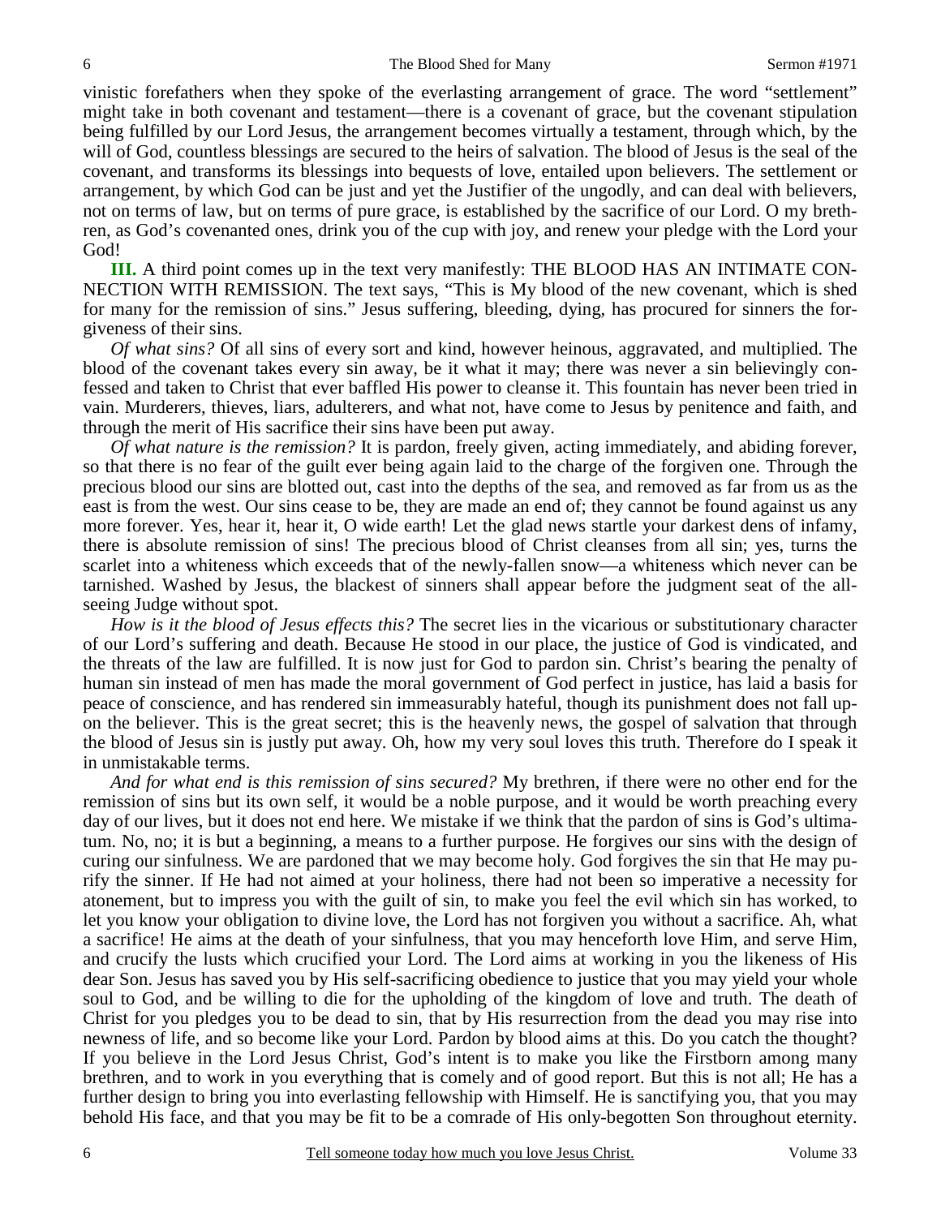vinistic forefathers when they spoke of the everlasting arrangement of grace. The word "settlement" might take in both covenant and testament—there is a covenant of grace, but the covenant stipulation being fulfilled by our Lord Jesus, the arrangement becomes virtually a testament, through which, by the will of God, countless blessings are secured to the heirs of salvation. The blood of Jesus is the seal of the covenant, and transforms its blessings into bequests of love, entailed upon believers. The settlement or arrangement, by which God can be just and yet the Justifier of the ungodly, and can deal with believers, not on terms of law, but on terms of pure grace, is established by the sacrifice of our Lord. O my brethren, as God's covenanted ones, drink you of the cup with joy, and renew your pledge with the Lord your God!

**III.** A third point comes up in the text very manifestly: THE BLOOD HAS AN INTIMATE CONNECTION WITH REMISSION. The text says, "This is My blood of the new covenant, which is shed for many for the remission of sins." Jesus suffering, bleeding, dying, has procured for sinners the forgiveness of their sins.

*Of what sins?* Of all sins of every sort and kind, however heinous, aggravated, and multiplied. The blood of the covenant takes every sin away, be it what it may; there was never a sin believingly confessed and taken to Christ that ever baffled His power to cleanse it. This fountain has never been tried in vain. Murderers, thieves, liars, adulterers, and what not, have come to Jesus by penitence and faith, and through the merit of His sacrifice their sins have been put away.

*Of what nature is the remission?* It is pardon, freely given, acting immediately, and abiding forever, so that there is no fear of the guilt ever being again laid to the charge of the forgiven one. Through the precious blood our sins are blotted out, cast into the depths of the sea, and removed as far from us as the east is from the west. Our sins cease to be, they are made an end of; they cannot be found against us any more forever. Yes, hear it, hear it, O wide earth! Let the glad news startle your darkest dens of infamy, there is absolute remission of sins! The precious blood of Christ cleanses from all sin; yes, turns the scarlet into a whiteness which exceeds that of the newly-fallen snow—a whiteness which never can be tarnished. Washed by Jesus, the blackest of sinners shall appear before the judgment seat of the all-seeing Judge without spot.

*How is it the blood of Jesus effects this?* The secret lies in the vicarious or substitutionary character of our Lord's suffering and death. Because He stood in our place, the justice of God is vindicated, and the threats of the law are fulfilled. It is now just for God to pardon sin. Christ's bearing the penalty of human sin instead of men has made the moral government of God perfect in justice, has laid a basis for peace of conscience, and has rendered sin immeasurably hateful, though its punishment does not fall upon the believer. This is the great secret; this is the heavenly news, the gospel of salvation that through the blood of Jesus sin is justly put away. Oh, how my very soul loves this truth. Therefore do I speak it in unmistakable terms.

*And for what end is this remission of sins secured?* My brethren, if there were no other end for the remission of sins but its own self, it would be a noble purpose, and it would be worth preaching every day of our lives, but it does not end here. We mistake if we think that the pardon of sins is God's ultimatum. No, no; it is but a beginning, a means to a further purpose. He forgives our sins with the design of curing our sinfulness. We are pardoned that we may become holy. God forgives the sin that He may purify the sinner. If He had not aimed at your holiness, there had not been so imperative a necessity for atonement, but to impress you with the guilt of sin, to make you feel the evil which sin has worked, to let you know your obligation to divine love, the Lord has not forgiven you without a sacrifice. Ah, what a sacrifice! He aims at the death of your sinfulness, that you may henceforth love Him, and serve Him, and crucify the lusts which crucified your Lord. The Lord aims at working in you the likeness of His dear Son. Jesus has saved you by His self-sacrificing obedience to justice that you may yield your whole soul to God, and be willing to die for the upholding of the kingdom of love and truth. The death of Christ for you pledges you to be dead to sin, that by His resurrection from the dead you may rise into newness of life, and so become like your Lord. Pardon by blood aims at this. Do you catch the thought? If you believe in the Lord Jesus Christ, God's intent is to make you like the Firstborn among many brethren, and to work in you everything that is comely and of good report. But this is not all; He has a further design to bring you into everlasting fellowship with Himself. He is sanctifying you, that you may behold His face, and that you may be fit to be a comrade of His only-begotten Son throughout eternity.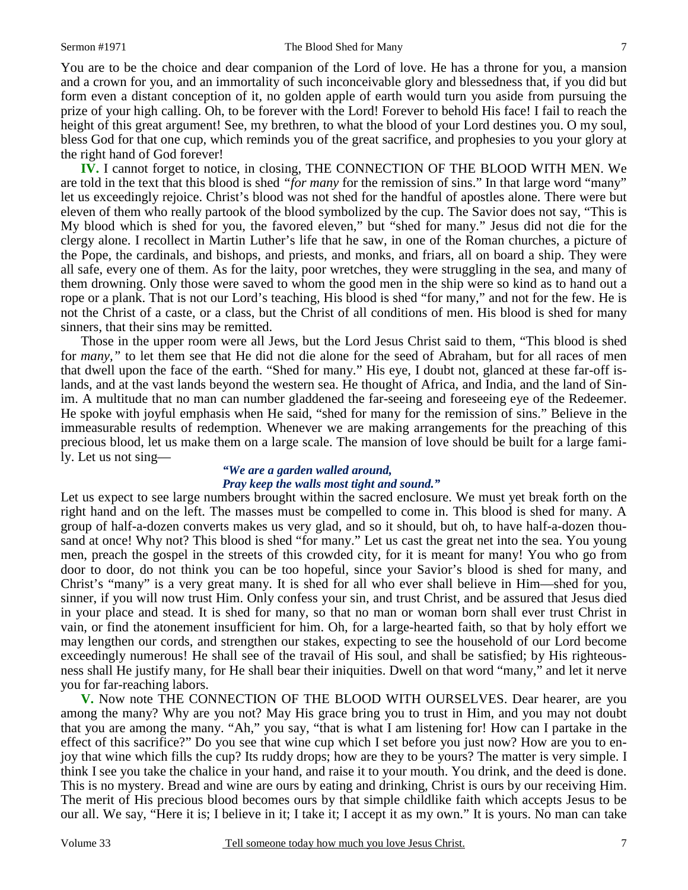You are to be the choice and dear companion of the Lord of love. He has a throne for you, a mansion and a crown for you, and an immortality of such inconceivable glory and blessedness that, if you did but form even a distant conception of it, no golden apple of earth would turn you aside from pursuing the prize of your high calling. Oh, to be forever with the Lord! Forever to behold His face! I fail to reach the height of this great argument! See, my brethren, to what the blood of your Lord destines you. O my soul, bless God for that one cup, which reminds you of the great sacrifice, and prophesies to you your glory at the right hand of God forever!

**IV.** I cannot forget to notice, in closing, THE CONNECTION OF THE BLOOD WITH MEN. We are told in the text that this blood is shed *"for many* for the remission of sins." In that large word "many" let us exceedingly rejoice. Christ's blood was not shed for the handful of apostles alone. There were but eleven of them who really partook of the blood symbolized by the cup. The Savior does not say, "This is My blood which is shed for you, the favored eleven," but "shed for many." Jesus did not die for the clergy alone. I recollect in Martin Luther's life that he saw, in one of the Roman churches, a picture of the Pope, the cardinals, and bishops, and priests, and monks, and friars, all on board a ship. They were all safe, every one of them. As for the laity, poor wretches, they were struggling in the sea, and many of them drowning. Only those were saved to whom the good men in the ship were so kind as to hand out a rope or a plank. That is not our Lord's teaching, His blood is shed "for many," and not for the few. He is not the Christ of a caste, or a class, but the Christ of all conditions of men. His blood is shed for many sinners, that their sins may be remitted.

Those in the upper room were all Jews, but the Lord Jesus Christ said to them, "This blood is shed for *many,"* to let them see that He did not die alone for the seed of Abraham, but for all races of men that dwell upon the face of the earth. "Shed for many." His eye, I doubt not, glanced at these far-off islands, and at the vast lands beyond the western sea. He thought of Africa, and India, and the land of Sinim. A multitude that no man can number gladdened the far-seeing and foreseeing eye of the Redeemer. He spoke with joyful emphasis when He said, "shed for many for the remission of sins." Believe in the immeasurable results of redemption. Whenever we are making arrangements for the preaching of this precious blood, let us make them on a large scale. The mansion of love should be built for a large family. Let us not sing—

*"We are a garden walled around,*
*Pray keep the walls most tight and sound."*

Let us expect to see large numbers brought within the sacred enclosure. We must yet break forth on the right hand and on the left. The masses must be compelled to come in. This blood is shed for many. A group of half-a-dozen converts makes us very glad, and so it should, but oh, to have half-a-dozen thousand at once! Why not? This blood is shed "for many." Let us cast the great net into the sea. You young men, preach the gospel in the streets of this crowded city, for it is meant for many! You who go from door to door, do not think you can be too hopeful, since your Savior's blood is shed for many, and Christ's "many" is a very great many. It is shed for all who ever shall believe in Him—shed for you, sinner, if you will now trust Him. Only confess your sin, and trust Christ, and be assured that Jesus died in your place and stead. It is shed for many, so that no man or woman born shall ever trust Christ in vain, or find the atonement insufficient for him. Oh, for a large-hearted faith, so that by holy effort we may lengthen our cords, and strengthen our stakes, expecting to see the household of our Lord become exceedingly numerous! He shall see of the travail of His soul, and shall be satisfied; by His righteousness shall He justify many, for He shall bear their iniquities. Dwell on that word "many," and let it nerve you for far-reaching labors.

**V.** Now note THE CONNECTION OF THE BLOOD WITH OURSELVES. Dear hearer, are you among the many? Why are you not? May His grace bring you to trust in Him, and you may not doubt that you are among the many. "Ah," you say, "that is what I am listening for! How can I partake in the effect of this sacrifice?" Do you see that wine cup which I set before you just now? How are you to enjoy that wine which fills the cup? Its ruddy drops; how are they to be yours? The matter is very simple. I think I see you take the chalice in your hand, and raise it to your mouth. You drink, and the deed is done. This is no mystery. Bread and wine are ours by eating and drinking, Christ is ours by our receiving Him. The merit of His precious blood becomes ours by that simple childlike faith which accepts Jesus to be our all. We say, "Here it is; I believe in it; I take it; I accept it as my own." It is yours. No man can take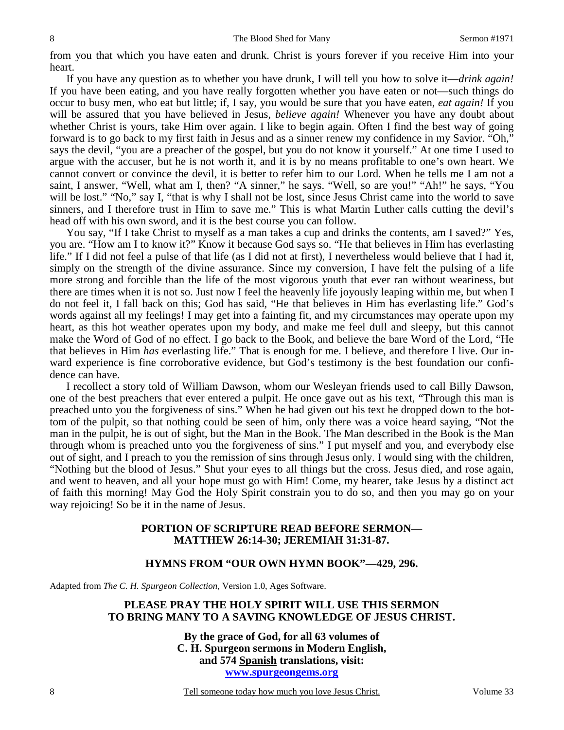from you that which you have eaten and drunk. Christ is yours forever if you receive Him into your heart.

If you have any question as to whether you have drunk, I will tell you how to solve it—*drink again!* If you have been eating, and you have really forgotten whether you have eaten or not—such things do occur to busy men, who eat but little; if, I say, you would be sure that you have eaten, *eat again!* If you will be assured that you have believed in Jesus, *believe again!* Whenever you have any doubt about whether Christ is yours, take Him over again. I like to begin again. Often I find the best way of going forward is to go back to my first faith in Jesus and as a sinner renew my confidence in my Savior. "Oh," says the devil, "you are a preacher of the gospel, but you do not know it yourself." At one time I used to argue with the accuser, but he is not worth it, and it is by no means profitable to one's own heart. We cannot convert or convince the devil, it is better to refer him to our Lord. When he tells me I am not a saint, I answer, "Well, what am I, then? "A sinner," he says. "Well, so are you!" "Ah!" he says, "You will be lost." "No," say I, "that is why I shall not be lost, since Jesus Christ came into the world to save sinners, and I therefore trust in Him to save me." This is what Martin Luther calls cutting the devil's head off with his own sword, and it is the best course you can follow.

You say, "If I take Christ to myself as a man takes a cup and drinks the contents, am I saved?" Yes, you are. "How am I to know it?" Know it because God says so. "He that believes in Him has everlasting life." If I did not feel a pulse of that life (as I did not at first), I nevertheless would believe that I had it, simply on the strength of the divine assurance. Since my conversion, I have felt the pulsing of a life more strong and forcible than the life of the most vigorous youth that ever ran without weariness, but there are times when it is not so. Just now I feel the heavenly life joyously leaping within me, but when I do not feel it, I fall back on this; God has said, "He that believes in Him has everlasting life." God's words against all my feelings! I may get into a fainting fit, and my circumstances may operate upon my heart, as this hot weather operates upon my body, and make me feel dull and sleepy, but this cannot make the Word of God of no effect. I go back to the Book, and believe the bare Word of the Lord, "He that believes in Him *has* everlasting life." That is enough for me. I believe, and therefore I live. Our inward experience is fine corroborative evidence, but God's testimony is the best foundation our confidence can have.

I recollect a story told of William Dawson, whom our Wesleyan friends used to call Billy Dawson, one of the best preachers that ever entered a pulpit. He once gave out as his text, "Through this man is preached unto you the forgiveness of sins." When he had given out his text he dropped down to the bottom of the pulpit, so that nothing could be seen of him, only there was a voice heard saying, "Not the man in the pulpit, he is out of sight, but the Man in the Book. The Man described in the Book is the Man through whom is preached unto you the forgiveness of sins." I put myself and you, and everybody else out of sight, and I preach to you the remission of sins through Jesus only. I would sing with the children, "Nothing but the blood of Jesus." Shut your eyes to all things but the cross. Jesus died, and rose again, and went to heaven, and all your hope must go with Him! Come, my hearer, take Jesus by a distinct act of faith this morning! May God the Holy Spirit constrain you to do so, and then you may go on your way rejoicing! So be it in the name of Jesus.

**PORTION OF SCRIPTURE READ BEFORE SERMON—
MATTHEW 26:14-30; JEREMIAH 31:31-87.**

**HYMNS FROM "OUR OWN HYMN BOOK"—429, 296.**

Adapted from *The C. H. Spurgeon Collection,* Version 1.0, Ages Software.

**PLEASE PRAY THE HOLY SPIRIT WILL USE THIS SERMON
TO BRING MANY TO A SAVING KNOWLEDGE OF JESUS CHRIST.**

**By the grace of God, for all 63 volumes of
C. H. Spurgeon sermons in Modern English,
and 574 Spanish translations, visit:
www.spurgeongems.org**